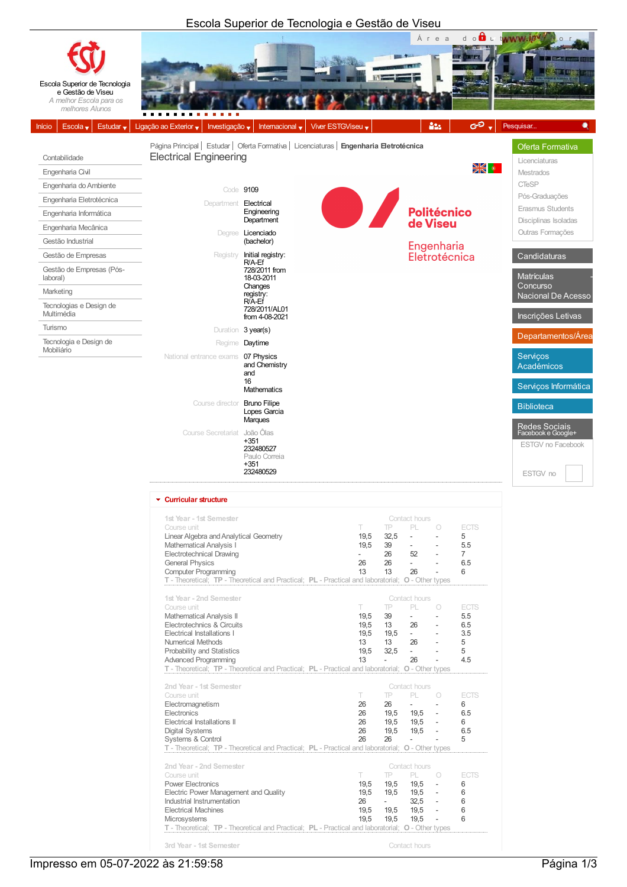Escola Superior de Tecnologia e Gestão de Viseu
*A melhor Escola para os melhores Alunos*

Início | Escola | Estudar | Ligação ao Exterior | Investigação | Internacional | Viver ESTGViseu

- Contabilidade
- Engenharia Civil
- Engenharia do Ambiente
- Engenharia Eletrotécnica
- Engenharia Informática
- Engenharia Mecânica
- Gestão Industrial
- Gestão de Empresas
- Gestão de Empresas (Pós-laboral)
- Marketing
- Tecnologias e Design de Multimédia
- Turismo
- Tecnologia e Design de Mobiliário

Página Principal | Estudar | Oferta Formativa | Licenciaturas | **Engenharia Eletrotécnica**

# Electrical Engineering

| | |
|---|---|
| Code | 9109 |
| Department | Electrical Engineering Department |
| Degree | Licenciado (bachelor) |
| Registry | Initial registry: R/A-Ef 728/2011 from 18-03-2011 Changes registry: R/A-Ef 728/2011/AL01 from 4-08-2021 |
| Duration | 3 year(s) |
| Regime | Daytime |
| National entrance exams | 07 Physics and Chemistry and 16 Mathematics |
| Course director | Bruno Filipe Lopes Garcia Marques |
| Course Secretariat | João Ôlas +351 232480527 Paulo Correia +351 232480529 |

Politécnico de Viseu
Engenharia Eletrotécnica

**Oferta Formativa**
- Licenciaturas
- Mestrados
- CTeSP
- Pós-Graduações
- Erasmus Students
- Disciplinas Isoladas
- Outras Formações

Candidaturas | Matriculas Concurso Nacional De Acesso | Inscrições Letivas | Departamentos/Área | Serviços Académicos | Serviços Informática | Biblioteca | Redes Sociais Facebook e Google+ | ESTGV no Facebook | ESTGV no

## Curricular structure

**1st Year - 1st Semester**

| Course unit | T | TP | PL | O | ECTS |
|---|---|---|---|---|---|
| Linear Algebra and Analytical Geometry | 19,5 | 32,5 | - | - | 5 |
| Mathematical Analysis I | 19,5 | 39 | - | - | 5.5 |
| Electrotechnical Drawing | - | 26 | 52 | - | 7 |
| General Physics | 26 | 26 | - | - | 6.5 |
| Computer Programming | 13 | 13 | 26 | - | 6 |

T - Theoretical; TP - Theoretical and Practical; PL - Practical and laboratorial; O - Other types

**1st Year - 2nd Semester**

| Course unit | T | TP | PL | O | ECTS |
|---|---|---|---|---|---|
| Mathematical Analysis II | 19,5 | 39 | - | - | 5.5 |
| Electrotechnics & Circuits | 19,5 | 13 | 26 | - | 6.5 |
| Electrical Installations I | 19,5 | 19,5 | - | - | 3.5 |
| Numerical Methods | 13 | 13 | 26 | - | 5 |
| Probability and Statistics | 19,5 | 32,5 | - | - | 5 |
| Advanced Programming | 13 | - | 26 | - | 4.5 |

T - Theoretical; TP - Theoretical and Practical; PL - Practical and laboratorial; O - Other types

**2nd Year - 1st Semester**

| Course unit | T | TP | PL | O | ECTS |
|---|---|---|---|---|---|
| Electromagnetism | 26 | 26 | - | - | 6 |
| Electronics | 26 | 19,5 | 19,5 | - | 6.5 |
| Electrical Installations II | 26 | 19,5 | 19,5 | - | 6 |
| Digital Systems | 26 | 19,5 | 19,5 | - | 6.5 |
| Systems & Control | 26 | 26 | - | - | 5 |

T - Theoretical; TP - Theoretical and Practical; PL - Practical and laboratorial; O - Other types

**2nd Year - 2nd Semester**

| Course unit | T | TP | PL | O | ECTS |
|---|---|---|---|---|---|
| Power Electronics | 19,5 | 19,5 | 19,5 | - | 6 |
| Electric Power Management and Quality | 19,5 | 19,5 | 19,5 | - | 6 |
| Industrial Instrumentation | 26 | - | 32,5 | - | 6 |
| Electrical Machines | 19,5 | 19,5 | 19,5 | - | 6 |
| Microsystems | 19,5 | 19,5 | 19,5 | - | 6 |

T - Theoretical; TP - Theoretical and Practical; PL - Practical and laboratorial; O - Other types

**3rd Year - 1st Semester** — Contact hours

Impresso em 05-07-2022 às 21:59:58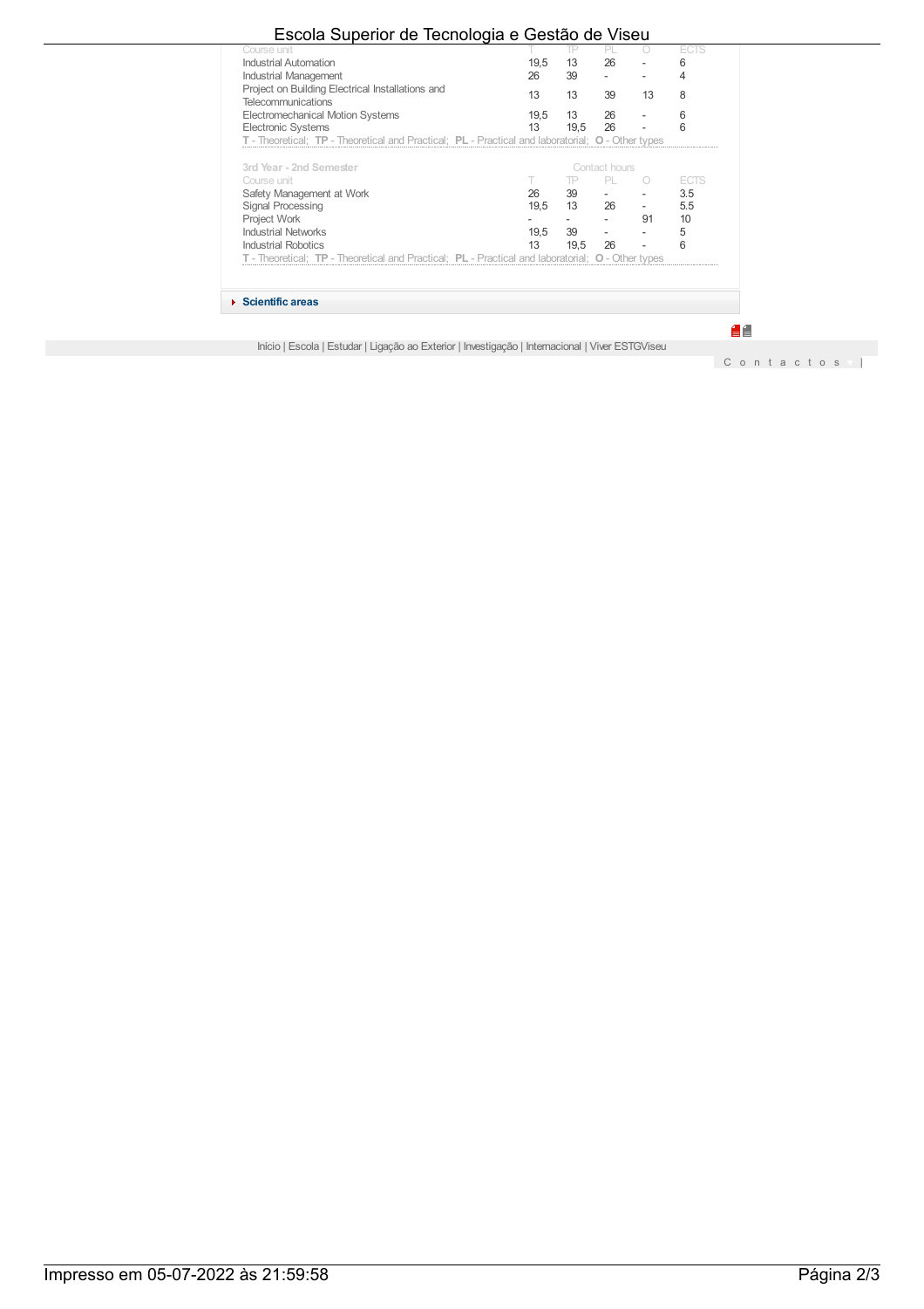| Course unit | T | TP | PL | O | ECTS |
| --- | --- | --- | --- | --- | --- |
| Industrial Automation | 19,5 | 13 | 26 | - | 6 |
| Industrial Management | 26 | 39 | - | - | 4 |
| Project on Building Electrical Installations and Telecommunications | 13 | 13 | 39 | 13 | 8 |
| Electromechanical Motion Systems | 19,5 | 13 | 26 | - | 6 |
| Electronic Systems | 13 | 19,5 | 26 | - | 6 |

**T** - Theoretical; **TP** - Theoretical and Practical; **PL** - Practical and laboratorial; **O** - Other types

**3rd Year - 2nd Semester**

| | Contact hours | | | | |
| --- | --- | --- | --- | --- | --- |
| Course unit | T | TP | PL | O | ECTS |
| Safety Management at Work | 26 | 39 | - | - | 3.5 |
| Signal Processing | 19,5 | 13 | 26 | - | 5.5 |
| Project Work | - | - | - | 91 | 10 |
| Industrial Networks | 19,5 | 39 | - | - | 5 |
| Industrial Robotics | 13 | 19,5 | 26 | - | 6 |

**T** - Theoretical; **TP** - Theoretical and Practical; **PL** - Practical and laboratorial; **O** - Other types

**Scientific areas**

Início | Escola | Estudar | Ligação ao Exterior | Investigação | Internacional | Viver ESTGViseu

Contactos |